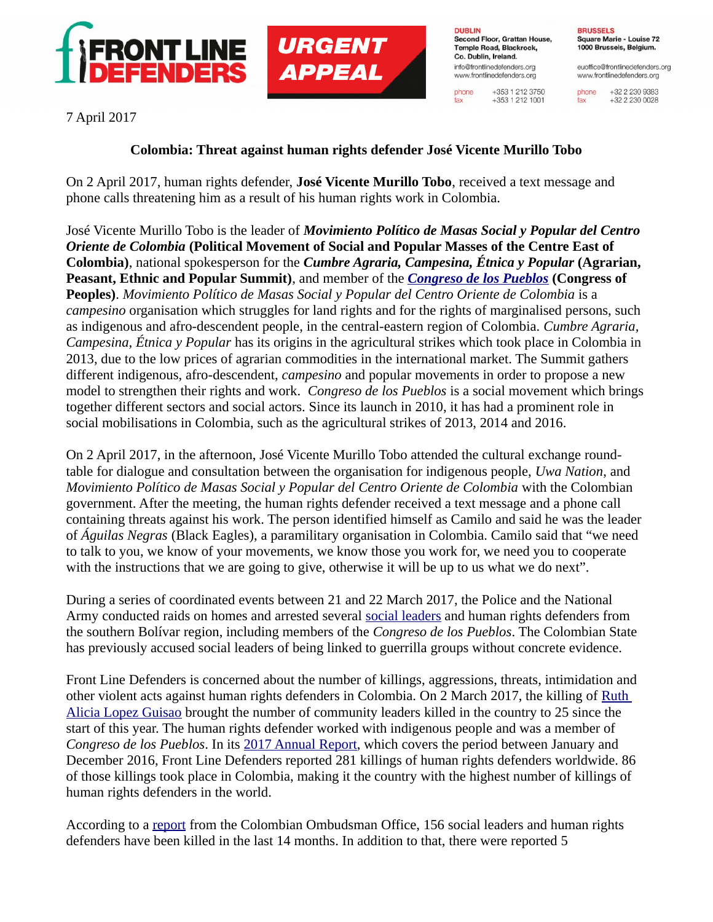FRONT LINE DEFENDERS

URGENT APPEAL

**DUBLIN**
Second Floor, Grattan House, Temple Road, Blackrock, Co. Dublin, Ireland.
info@frontlinedefenders.org
www.frontlinedefenders.org
phone +353 1 212 3750
fax +353 1 212 1001

**BRUSSELS**
Square Marie - Louise 72
1000 Brussels, Belgium.
euoffice@frontlinedefenders.org
www.frontlinedefenders.org
phone +32 2 230 9383
fax +32 2 230 0028

7 April 2017

**Colombia: Threat against human rights defender José Vicente Murillo Tobo**

On 2 April 2017, human rights defender, **José Vicente Murillo Tobo**, received a text message and phone calls threatening him as a result of his human rights work in Colombia.

José Vicente Murillo Tobo is the leader of ***Movimiento Político de Masas Social y Popular del Centro Oriente de Colombia*** **(Political Movement of Social and Popular Masses of the Centre East of Colombia)**, national spokesperson for the ***Cumbre Agraria, Campesina, Étnica y Popular*** **(Agrarian, Peasant, Ethnic and Popular Summit)**, and member of the ***Congreso de los Pueblos*** **(Congress of Peoples)**. *Movimiento Político de Masas Social y Popular del Centro Oriente de Colombia* is a *campesino* organisation which struggles for land rights and for the rights of marginalised persons, such as indigenous and afro-descendent people, in the central-eastern region of Colombia. *Cumbre Agraria, Campesina, Étnica y Popular* has its origins in the agricultural strikes which took place in Colombia in 2013, due to the low prices of agrarian commodities in the international market. The Summit gathers different indigenous, afro-descendent, *campesino* and popular movements in order to propose a new model to strengthen their rights and work. *Congreso de los Pueblos* is a social movement which brings together different sectors and social actors. Since its launch in 2010, it has had a prominent role in social mobilisations in Colombia, such as the agricultural strikes of 2013, 2014 and 2016.

On 2 April 2017, in the afternoon, José Vicente Murillo Tobo attended the cultural exchange round-table for dialogue and consultation between the organisation for indigenous people, *Uwa Nation*, and *Movimiento Político de Masas Social y Popular del Centro Oriente de Colombia* with the Colombian government. After the meeting, the human rights defender received a text message and a phone call containing threats against his work. The person identified himself as Camilo and said he was the leader of *Águilas Negras* (Black Eagles), a paramilitary organisation in Colombia. Camilo said that "we need to talk to you, we know of your movements, we know those you work for, we need you to cooperate with the instructions that we are going to give, otherwise it will be up to us what we do next".

During a series of coordinated events between 21 and 22 March 2017, the Police and the National Army conducted raids on homes and arrested several social leaders and human rights defenders from the southern Bolívar region, including members of the *Congreso de los Pueblos*. The Colombian State has previously accused social leaders of being linked to guerrilla groups without concrete evidence.

Front Line Defenders is concerned about the number of killings, aggressions, threats, intimidation and other violent acts against human rights defenders in Colombia. On 2 March 2017, the killing of Ruth Alicia Lopez Guisao brought the number of community leaders killed in the country to 25 since the start of this year. The human rights defender worked with indigenous people and was a member of *Congreso de los Pueblos*. In its 2017 Annual Report, which covers the period between January and December 2016, Front Line Defenders reported 281 killings of human rights defenders worldwide. 86 of those killings took place in Colombia, making it the country with the highest number of killings of human rights defenders in the world.

According to a report from the Colombian Ombudsman Office, 156 social leaders and human rights defenders have been killed in the last 14 months. In addition to that, there were reported 5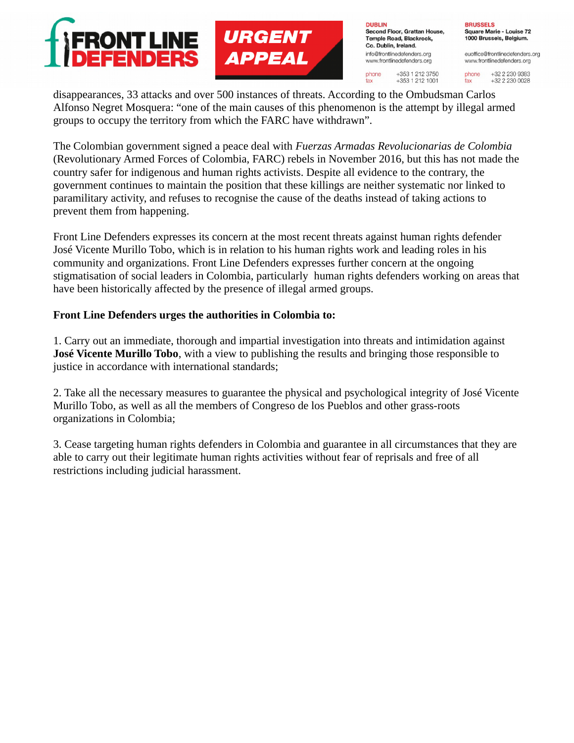disappearances, 33 attacks and over 500 instances of threats. According to the Ombudsman Carlos Alfonso Negret Mosquera: "one of the main causes of this phenomenon is the attempt by illegal armed groups to occupy the territory from which the FARC have withdrawn".

The Colombian government signed a peace deal with *Fuerzas Armadas Revolucionarias de Colombia* (Revolutionary Armed Forces of Colombia, FARC) rebels in November 2016, but this has not made the country safer for indigenous and human rights activists. Despite all evidence to the contrary, the government continues to maintain the position that these killings are neither systematic nor linked to paramilitary activity, and refuses to recognise the cause of the deaths instead of taking actions to prevent them from happening.

Front Line Defenders expresses its concern at the most recent threats against human rights defender José Vicente Murillo Tobo, which is in relation to his human rights work and leading roles in his community and organizations. Front Line Defenders expresses further concern at the ongoing stigmatisation of social leaders in Colombia, particularly human rights defenders working on areas that have been historically affected by the presence of illegal armed groups.

**Front Line Defenders urges the authorities in Colombia to:**

1. Carry out an immediate, thorough and impartial investigation into threats and intimidation against **José Vicente Murillo Tobo**, with a view to publishing the results and bringing those responsible to justice in accordance with international standards;

2. Take all the necessary measures to guarantee the physical and psychological integrity of José Vicente Murillo Tobo, as well as all the members of Congreso de los Pueblos and other grass-roots organizations in Colombia;

3. Cease targeting human rights defenders in Colombia and guarantee in all circumstances that they are able to carry out their legitimate human rights activities without fear of reprisals and free of all restrictions including judicial harassment.